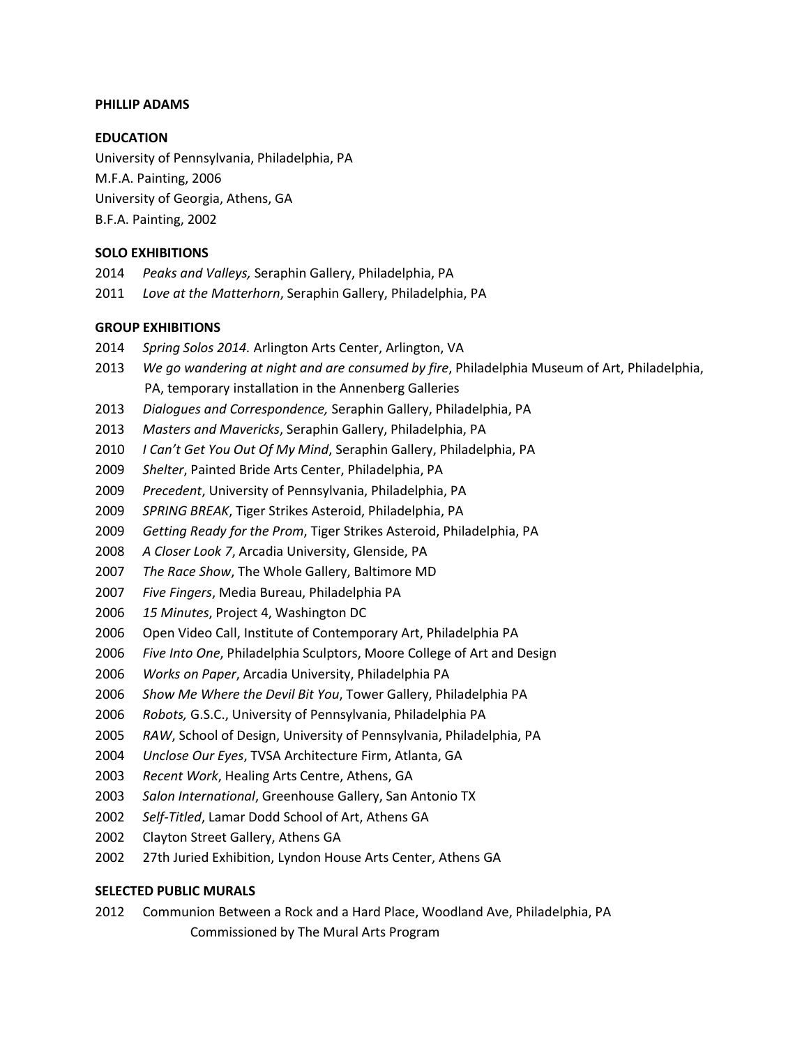**PHILLIP ADAMS**

**EDUCATION**

University of Pennsylvania, Philadelphia, PA
M.F.A. Painting, 2006
University of Georgia, Athens, GA
B.F.A. Painting, 2002

**SOLO EXHIBITIONS**

2014 *Peaks and Valleys,* Seraphin Gallery, Philadelphia, PA
2011 *Love at the Matterhorn*, Seraphin Gallery, Philadelphia, PA

**GROUP EXHIBITIONS**

2014 *Spring Solos 2014.* Arlington Arts Center, Arlington, VA
2013 *We go wandering at night and are consumed by fire*, Philadelphia Museum of Art, Philadelphia, PA, temporary installation in the Annenberg Galleries
2013 *Dialogues and Correspondence,* Seraphin Gallery, Philadelphia, PA
2013 *Masters and Mavericks*, Seraphin Gallery, Philadelphia, PA
2010 *I Can't Get You Out Of My Mind*, Seraphin Gallery, Philadelphia, PA
2009 *Shelter*, Painted Bride Arts Center, Philadelphia, PA
2009 *Precedent*, University of Pennsylvania, Philadelphia, PA
2009 *SPRING BREAK*, Tiger Strikes Asteroid, Philadelphia, PA
2009 *Getting Ready for the Prom*, Tiger Strikes Asteroid, Philadelphia, PA
2008 *A Closer Look 7*, Arcadia University, Glenside, PA
2007 *The Race Show*, The Whole Gallery, Baltimore MD
2007 *Five Fingers*, Media Bureau, Philadelphia PA
2006 *15 Minutes*, Project 4, Washington DC
2006 Open Video Call, Institute of Contemporary Art, Philadelphia PA
2006 *Five Into One*, Philadelphia Sculptors, Moore College of Art and Design
2006 *Works on Paper*, Arcadia University, Philadelphia PA
2006 *Show Me Where the Devil Bit You*, Tower Gallery, Philadelphia PA
2006 *Robots,* G.S.C., University of Pennsylvania, Philadelphia PA
2005 *RAW*, School of Design, University of Pennsylvania, Philadelphia, PA
2004 *Unclose Our Eyes*, TVSA Architecture Firm, Atlanta, GA
2003 *Recent Work*, Healing Arts Centre, Athens, GA
2003 *Salon International*, Greenhouse Gallery, San Antonio TX
2002 *Self-Titled*, Lamar Dodd School of Art, Athens GA
2002 Clayton Street Gallery, Athens GA
2002 27th Juried Exhibition, Lyndon House Arts Center, Athens GA

**SELECTED PUBLIC MURALS**

2012 Communion Between a Rock and a Hard Place, Woodland Ave, Philadelphia, PA
Commissioned by The Mural Arts Program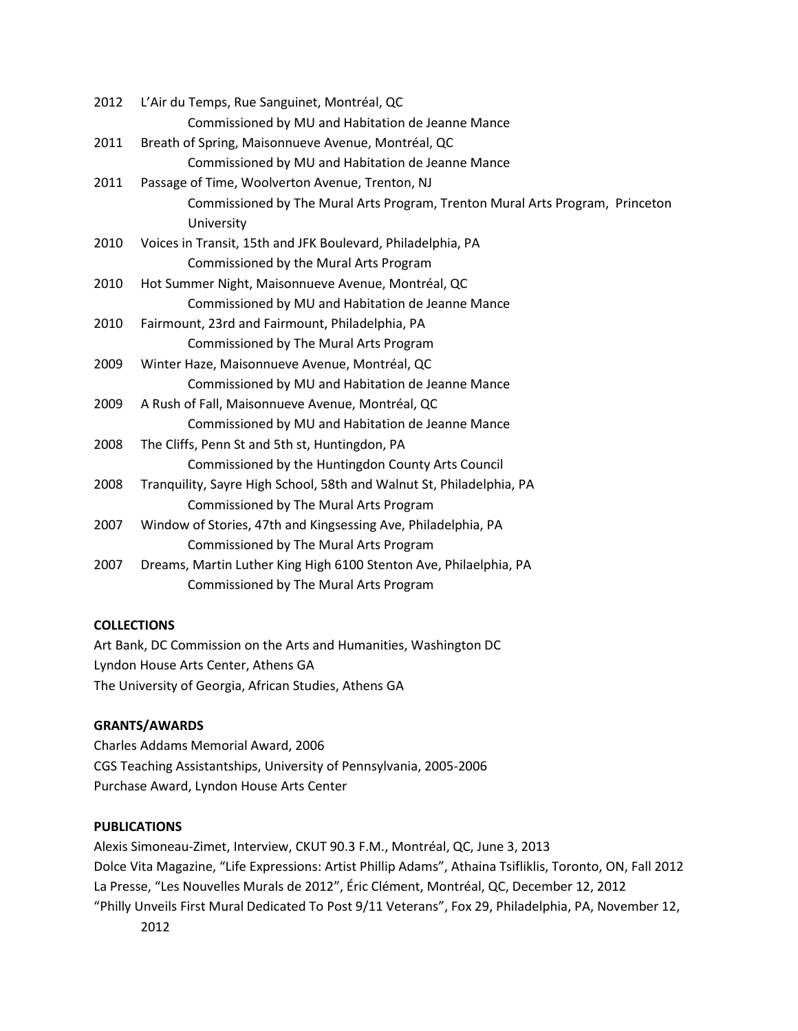2012 L'Air du Temps, Rue Sanguinet, Montréal, QC
    Commissioned by MU and Habitation de Jeanne Mance

2011 Breath of Spring, Maisonnueve Avenue, Montréal, QC
    Commissioned by MU and Habitation de Jeanne Mance

2011 Passage of Time, Woolverton Avenue, Trenton, NJ
    Commissioned by The Mural Arts Program, Trenton Mural Arts Program, Princeton University

2010 Voices in Transit, 15th and JFK Boulevard, Philadelphia, PA
    Commissioned by the Mural Arts Program

2010 Hot Summer Night, Maisonnueve Avenue, Montréal, QC
    Commissioned by MU and Habitation de Jeanne Mance

2010 Fairmount, 23rd and Fairmount, Philadelphia, PA
    Commissioned by The Mural Arts Program

2009 Winter Haze, Maisonnueve Avenue, Montréal, QC
    Commissioned by MU and Habitation de Jeanne Mance

2009 A Rush of Fall, Maisonnueve Avenue, Montréal, QC
    Commissioned by MU and Habitation de Jeanne Mance

2008 The Cliffs, Penn St and 5th st, Huntingdon, PA
    Commissioned by the Huntingdon County Arts Council

2008 Tranquility, Sayre High School, 58th and Walnut St, Philadelphia, PA
    Commissioned by The Mural Arts Program

2007 Window of Stories, 47th and Kingsessing Ave, Philadelphia, PA
    Commissioned by The Mural Arts Program

2007 Dreams, Martin Luther King High 6100 Stenton Ave, Philaelphia, PA
    Commissioned by The Mural Arts Program

**COLLECTIONS**

Art Bank, DC Commission on the Arts and Humanities, Washington DC
Lyndon House Arts Center, Athens GA
The University of Georgia, African Studies, Athens GA

**GRANTS/AWARDS**

Charles Addams Memorial Award, 2006
CGS Teaching Assistantships, University of Pennsylvania, 2005-2006
Purchase Award, Lyndon House Arts Center

**PUBLICATIONS**

Alexis Simoneau-Zimet, Interview, CKUT 90.3 F.M., Montréal, QC, June 3, 2013
Dolce Vita Magazine, "Life Expressions: Artist Phillip Adams", Athaina Tsifliklis, Toronto, ON, Fall 2012
La Presse, "Les Nouvelles Murals de 2012", Éric Clément, Montréal, QC, December 12, 2012
"Philly Unveils First Mural Dedicated To Post 9/11 Veterans", Fox 29, Philadelphia, PA, November 12, 2012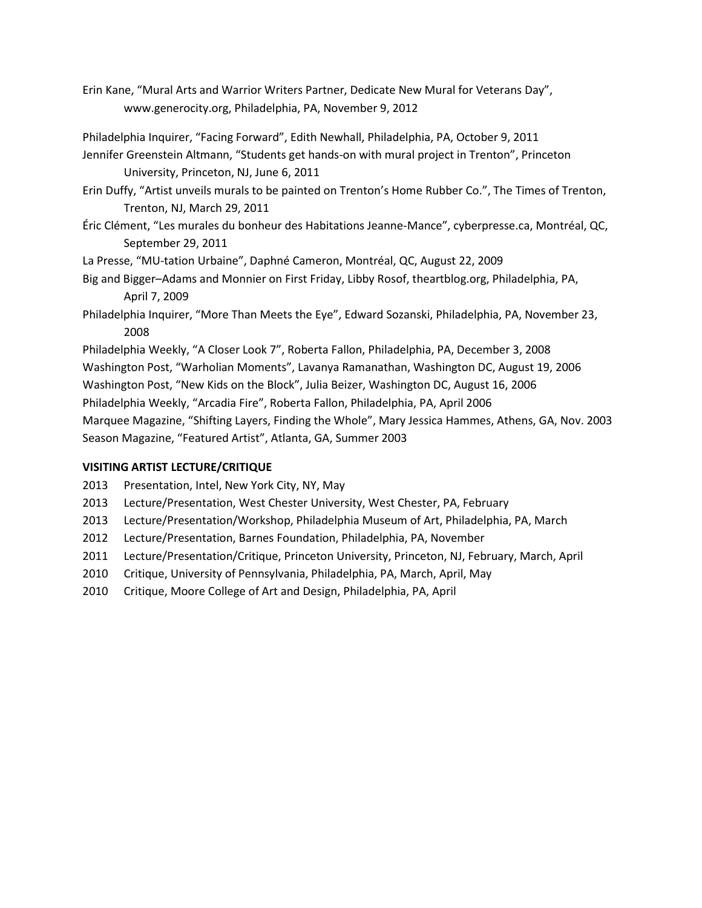Erin Kane, “Mural Arts and Warrior Writers Partner, Dedicate New Mural for Veterans Day”, www.generocity.org, Philadelphia, PA, November 9, 2012

Philadelphia Inquirer, “Facing Forward”, Edith Newhall, Philadelphia, PA, October 9, 2011

Jennifer Greenstein Altmann, “Students get hands-on with mural project in Trenton”, Princeton University, Princeton, NJ, June 6, 2011

Erin Duffy, “Artist unveils murals to be painted on Trenton’s Home Rubber Co.”, The Times of Trenton, Trenton, NJ, March 29, 2011

Éric Clément, “Les murales du bonheur des Habitations Jeanne-Mance”, cyberpresse.ca, Montréal, QC, September 29, 2011

La Presse, “MU-tation Urbaine”, Daphné Cameron, Montréal, QC, August 22, 2009

Big and Bigger–Adams and Monnier on First Friday, Libby Rosof, theartblog.org, Philadelphia, PA, April 7, 2009

Philadelphia Inquirer, “More Than Meets the Eye”, Edward Sozanski, Philadelphia, PA, November 23, 2008

Philadelphia Weekly, “A Closer Look 7”, Roberta Fallon, Philadelphia, PA, December 3, 2008

Washington Post, “Warholian Moments”, Lavanya Ramanathan, Washington DC, August 19, 2006

Washington Post, “New Kids on the Block”, Julia Beizer, Washington DC, August 16, 2006

Philadelphia Weekly, “Arcadia Fire”, Roberta Fallon, Philadelphia, PA, April 2006

Marquee Magazine, “Shifting Layers, Finding the Whole”, Mary Jessica Hammes, Athens, GA, Nov. 2003

Season Magazine, “Featured Artist”, Atlanta, GA, Summer 2003

**VISITING ARTIST LECTURE/CRITIQUE**

2013 Presentation, Intel, New York City, NY, May

2013 Lecture/Presentation, West Chester University, West Chester, PA, February

2013 Lecture/Presentation/Workshop, Philadelphia Museum of Art, Philadelphia, PA, March

2012 Lecture/Presentation, Barnes Foundation, Philadelphia, PA, November

2011 Lecture/Presentation/Critique, Princeton University, Princeton, NJ, February, March, April

2010 Critique, University of Pennsylvania, Philadelphia, PA, March, April, May

2010 Critique, Moore College of Art and Design, Philadelphia, PA, April